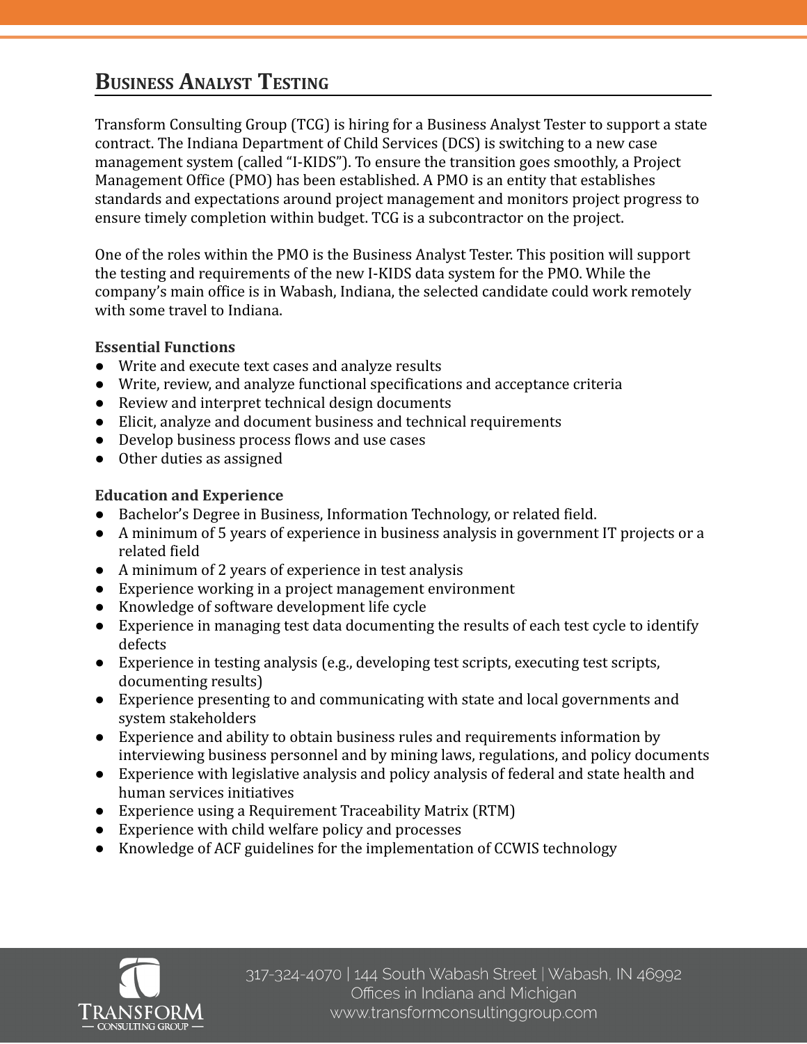# Business Analyst Testing

Transform Consulting Group (TCG) is hiring for a Business Analyst Tester to support a state contract. The Indiana Department of Child Services (DCS) is switching to a new case management system (called "I-KIDS"). To ensure the transition goes smoothly, a Project Management Office (PMO) has been established. A PMO is an entity that establishes standards and expectations around project management and monitors project progress to ensure timely completion within budget. TCG is a subcontractor on the project.

One of the roles within the PMO is the Business Analyst Tester. This position will support the testing and requirements of the new I-KIDS data system for the PMO. While the company's main office is in Wabash, Indiana, the selected candidate could work remotely with some travel to Indiana.

**Essential Functions**

- Write and execute text cases and analyze results
- Write, review, and analyze functional specifications and acceptance criteria
- Review and interpret technical design documents
- Elicit, analyze and document business and technical requirements
- Develop business process flows and use cases
- Other duties as assigned

**Education and Experience**

- Bachelor's Degree in Business, Information Technology, or related field.
- A minimum of 5 years of experience in business analysis in government IT projects or a related field
- A minimum of 2 years of experience in test analysis
- Experience working in a project management environment
- Knowledge of software development life cycle
- Experience in managing test data documenting the results of each test cycle to identify defects
- Experience in testing analysis (e.g., developing test scripts, executing test scripts, documenting results)
- Experience presenting to and communicating with state and local governments and system stakeholders
- Experience and ability to obtain business rules and requirements information by interviewing business personnel and by mining laws, regulations, and policy documents
- Experience with legislative analysis and policy analysis of federal and state health and human services initiatives
- Experience using a Requirement Traceability Matrix (RTM)
- Experience with child welfare policy and processes
- Knowledge of ACF guidelines for the implementation of CCWIS technology

317-324-4070 | 144 South Wabash Street | Wabash, IN 46992
Offices in Indiana and Michigan
www.transformconsultinggroup.com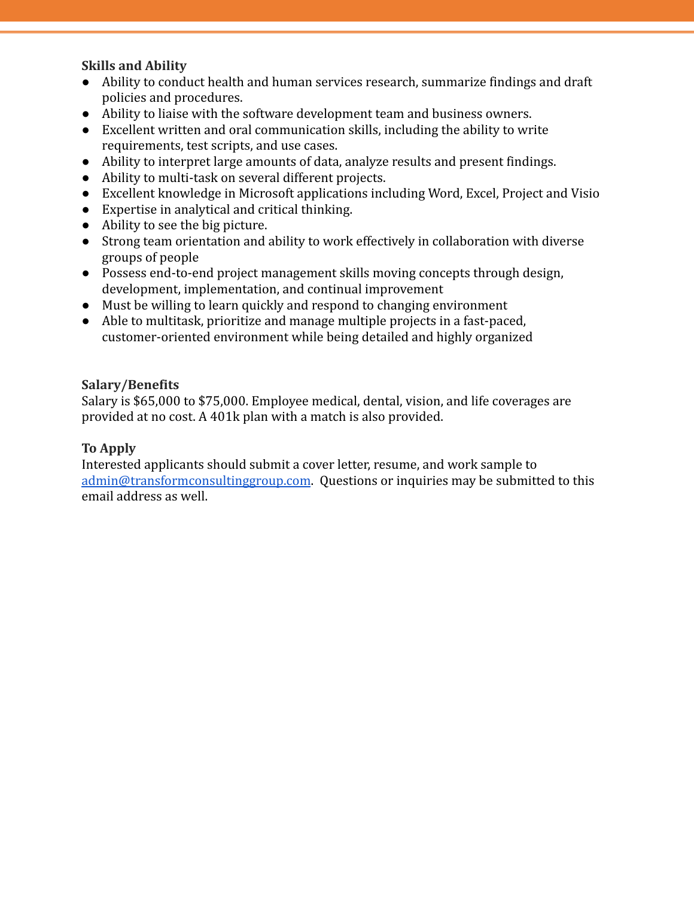**Skills and Ability**

- Ability to conduct health and human services research, summarize findings and draft policies and procedures.
- Ability to liaise with the software development team and business owners.
- Excellent written and oral communication skills, including the ability to write requirements, test scripts, and use cases.
- Ability to interpret large amounts of data, analyze results and present findings.
- Ability to multi-task on several different projects.
- Excellent knowledge in Microsoft applications including Word, Excel, Project and Visio
- Expertise in analytical and critical thinking.
- Ability to see the big picture.
- Strong team orientation and ability to work effectively in collaboration with diverse groups of people
- Possess end-to-end project management skills moving concepts through design, development, implementation, and continual improvement
- Must be willing to learn quickly and respond to changing environment
- Able to multitask, prioritize and manage multiple projects in a fast-paced, customer-oriented environment while being detailed and highly organized

**Salary/Benefits**

Salary is $65,000 to $75,000. Employee medical, dental, vision, and life coverages are provided at no cost. A 401k plan with a match is also provided.

**To Apply**

Interested applicants should submit a cover letter, resume, and work sample to admin@transformconsultinggroup.com. Questions or inquiries may be submitted to this email address as well.